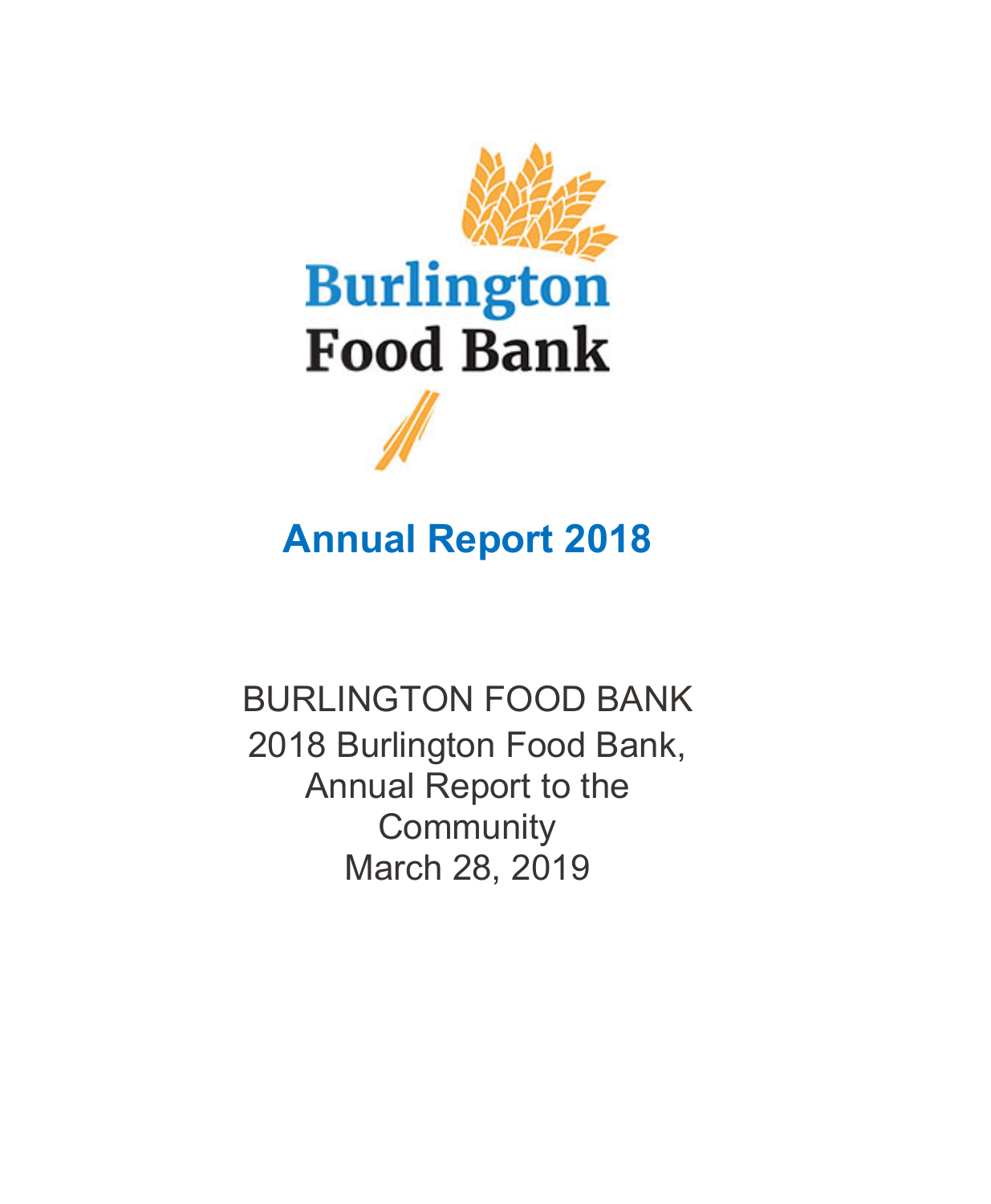Burlington
Food Bank

# Annual Report 2018

BURLINGTON FOOD BANK
2018 Burlington Food Bank,
Annual Report to the
Community
March 28, 2019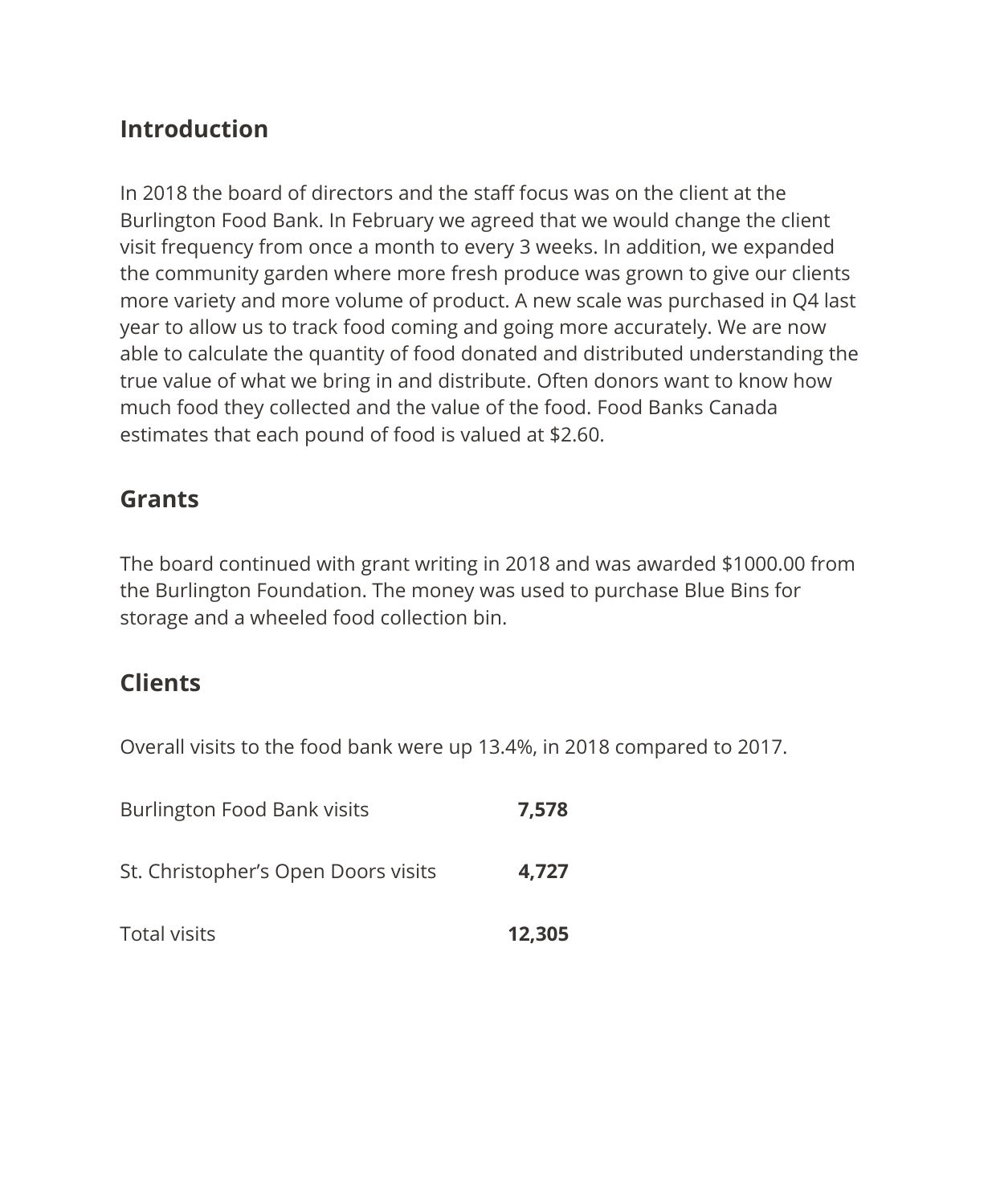## Introduction

In 2018 the board of directors and the staff focus was on the client at the Burlington Food Bank. In February we agreed that we would change the client visit frequency from once a month to every 3 weeks. In addition, we expanded the community garden where more fresh produce was grown to give our clients more variety and more volume of product. A new scale was purchased in Q4 last year to allow us to track food coming and going more accurately. We are now able to calculate the quantity of food donated and distributed understanding the true value of what we bring in and distribute. Often donors want to know how much food they collected and the value of the food. Food Banks Canada estimates that each pound of food is valued at $2.60.

## Grants

The board continued with grant writing in 2018 and was awarded $1000.00 from the Burlington Foundation. The money was used to purchase Blue Bins for storage and a wheeled food collection bin.

## Clients

Overall visits to the food bank were up 13.4%, in 2018 compared to 2017.

| | |
|---|---|
| Burlington Food Bank visits | **7,578** |
| St. Christopher's Open Doors visits | **4,727** |
| Total visits | **12,305** |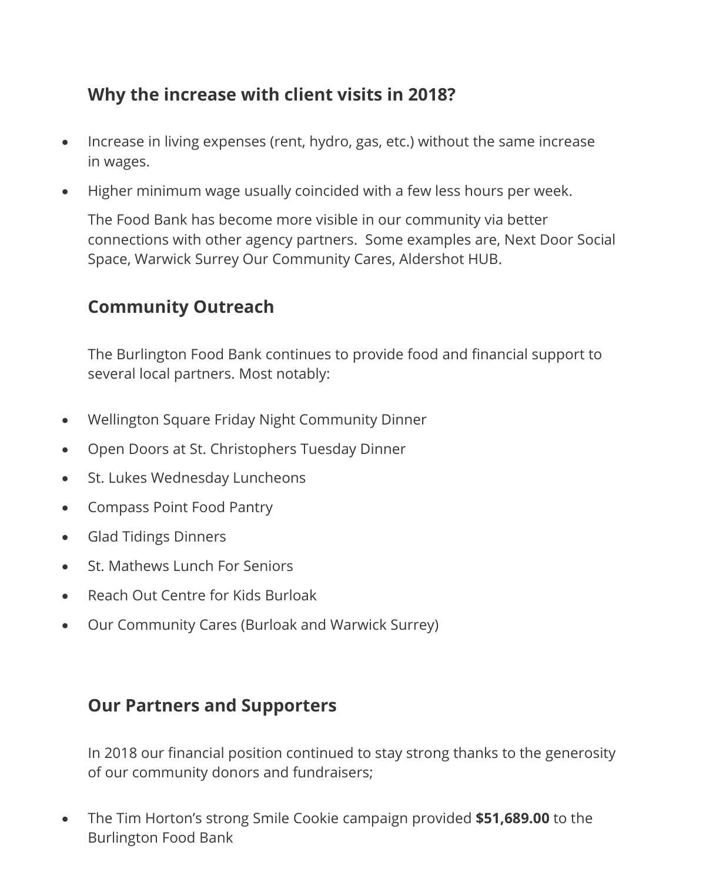## Why the increase with client visits in 2018?

- Increase in living expenses (rent, hydro, gas, etc.) without the same increase in wages.
- Higher minimum wage usually coincided with a few less hours per week.

  The Food Bank has become more visible in our community via better connections with other agency partners.  Some examples are, Next Door Social Space, Warwick Surrey Our Community Cares, Aldershot HUB.

## Community Outreach

The Burlington Food Bank continues to provide food and financial support to several local partners. Most notably:

- Wellington Square Friday Night Community Dinner
- Open Doors at St. Christophers Tuesday Dinner
- St. Lukes Wednesday Luncheons
- Compass Point Food Pantry
- Glad Tidings Dinners
- St. Mathews Lunch For Seniors
- Reach Out Centre for Kids Burloak
- Our Community Cares (Burloak and Warwick Surrey)

## Our Partners and Supporters

In 2018 our financial position continued to stay strong thanks to the generosity of our community donors and fundraisers;

- The Tim Horton's strong Smile Cookie campaign provided **$51,689.00** to the Burlington Food Bank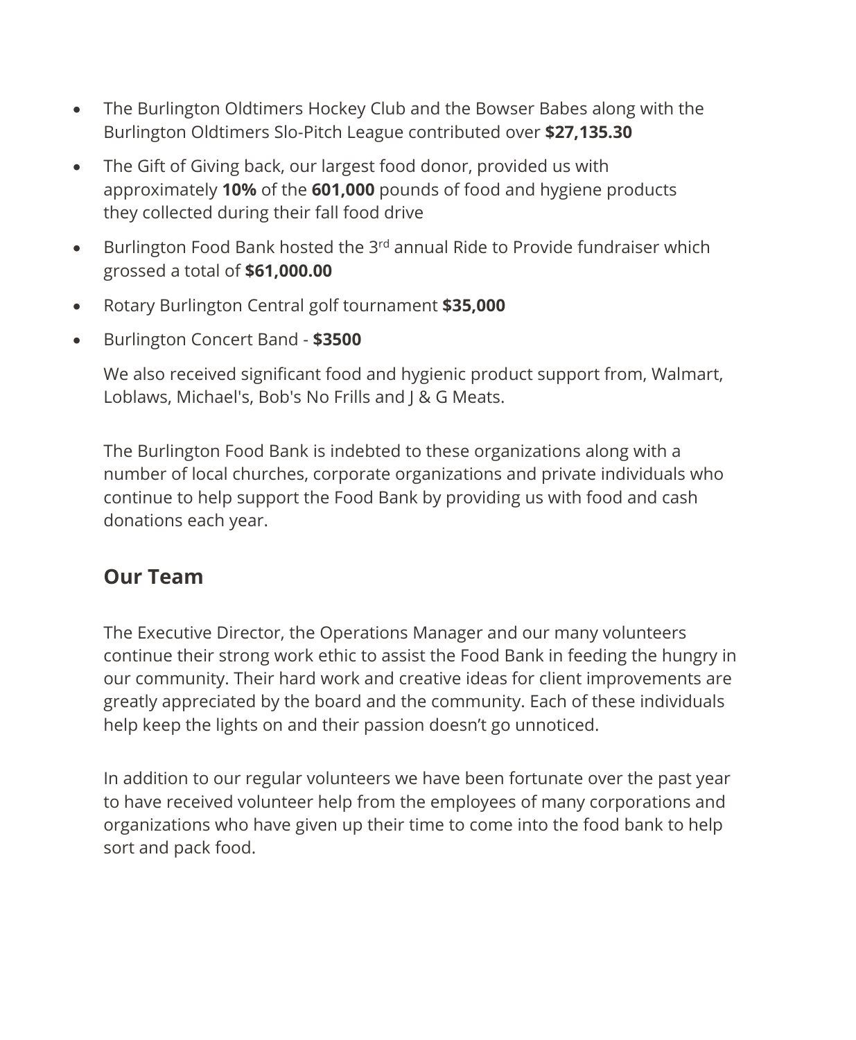- The Burlington Oldtimers Hockey Club and the Bowser Babes along with the Burlington Oldtimers Slo-Pitch League contributed over **$27,135.30**
- The Gift of Giving back, our largest food donor, provided us with approximately **10%** of the **601,000** pounds of food and hygiene products they collected during their fall food drive
- Burlington Food Bank hosted the 3rd annual Ride to Provide fundraiser which grossed a total of **$61,000.00**
- Rotary Burlington Central golf tournament **$35,000**
- Burlington Concert Band - **$3500**

We also received significant food and hygienic product support from, Walmart, Loblaws, Michael's, Bob's No Frills and J & G Meats.

The Burlington Food Bank is indebted to these organizations along with a number of local churches, corporate organizations and private individuals who continue to help support the Food Bank by providing us with food and cash donations each year.

## Our Team

The Executive Director, the Operations Manager and our many volunteers continue their strong work ethic to assist the Food Bank in feeding the hungry in our community. Their hard work and creative ideas for client improvements are greatly appreciated by the board and the community. Each of these individuals help keep the lights on and their passion doesn't go unnoticed.

In addition to our regular volunteers we have been fortunate over the past year to have received volunteer help from the employees of many corporations and organizations who have given up their time to come into the food bank to help sort and pack food.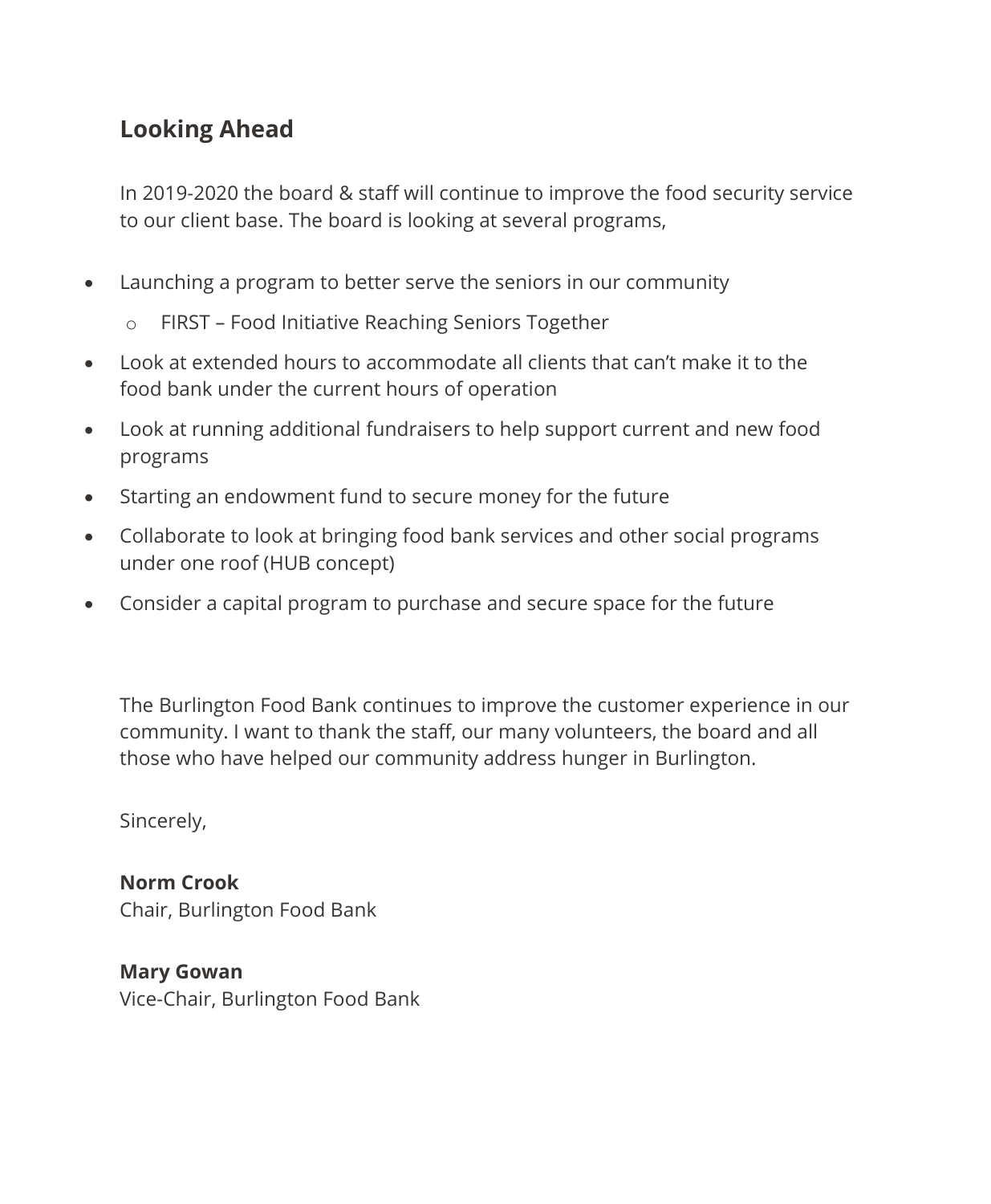## Looking Ahead

In 2019-2020 the board & staff will continue to improve the food security service to our client base. The board is looking at several programs,

- Launching a program to better serve the seniors in our community
    - FIRST – Food Initiative Reaching Seniors Together
- Look at extended hours to accommodate all clients that can't make it to the food bank under the current hours of operation
- Look at running additional fundraisers to help support current and new food programs
- Starting an endowment fund to secure money for the future
- Collaborate to look at bringing food bank services and other social programs under one roof (HUB concept)
- Consider a capital program to purchase and secure space for the future

The Burlington Food Bank continues to improve the customer experience in our community. I want to thank the staff, our many volunteers, the board and all those who have helped our community address hunger in Burlington.

Sincerely,

**Norm Crook**
Chair, Burlington Food Bank

**Mary Gowan**
Vice-Chair, Burlington Food Bank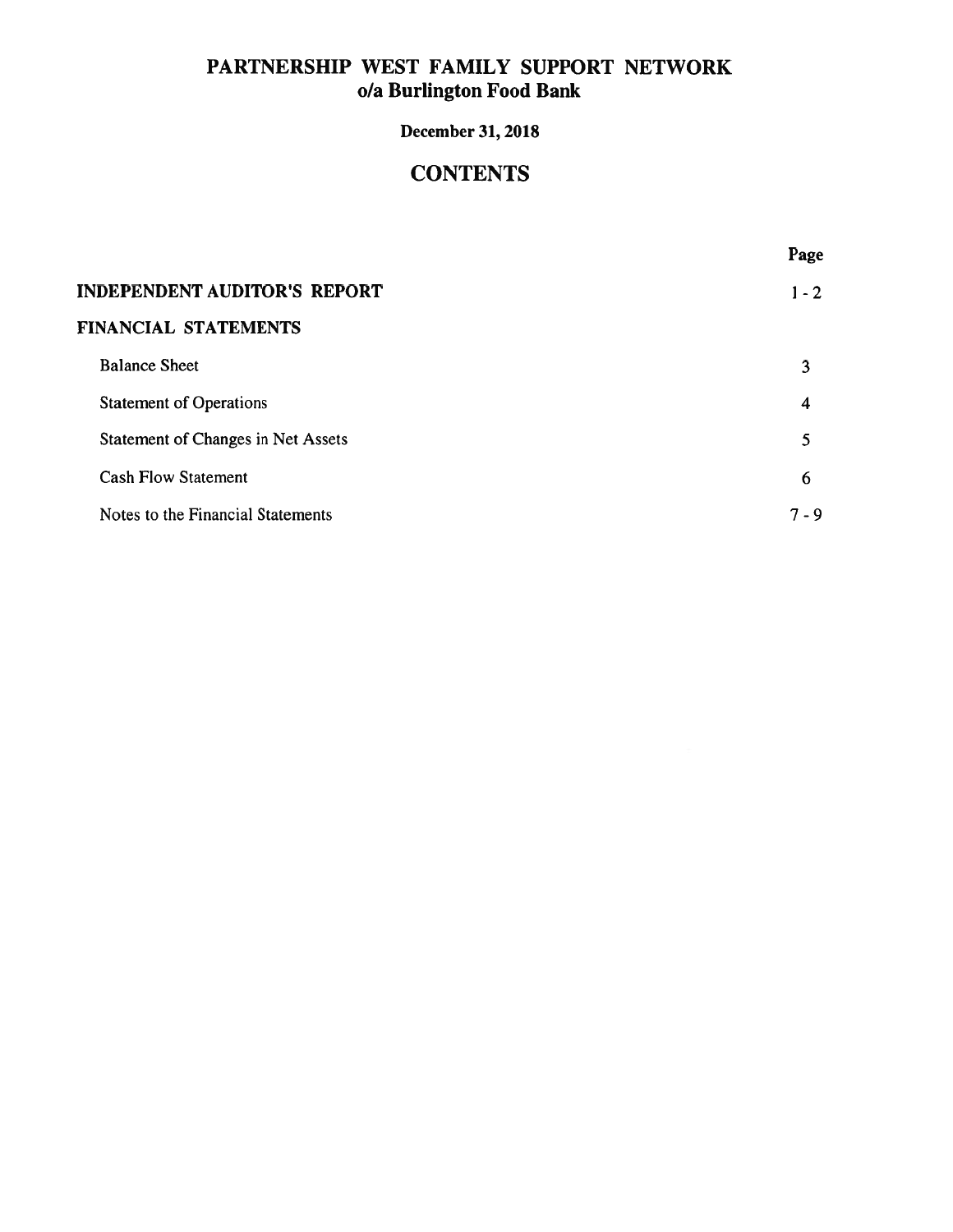# PARTNERSHIP WEST FAMILY SUPPORT NETWORK
## o/a Burlington Food Bank

**December 31, 2018**

## CONTENTS

| | Page |
|---|---|
| **INDEPENDENT AUDITOR'S REPORT** | 1 - 2 |
| **FINANCIAL STATEMENTS** | |
| Balance Sheet | 3 |
| Statement of Operations | 4 |
| Statement of Changes in Net Assets | 5 |
| Cash Flow Statement | 6 |
| Notes to the Financial Statements | 7 - 9 |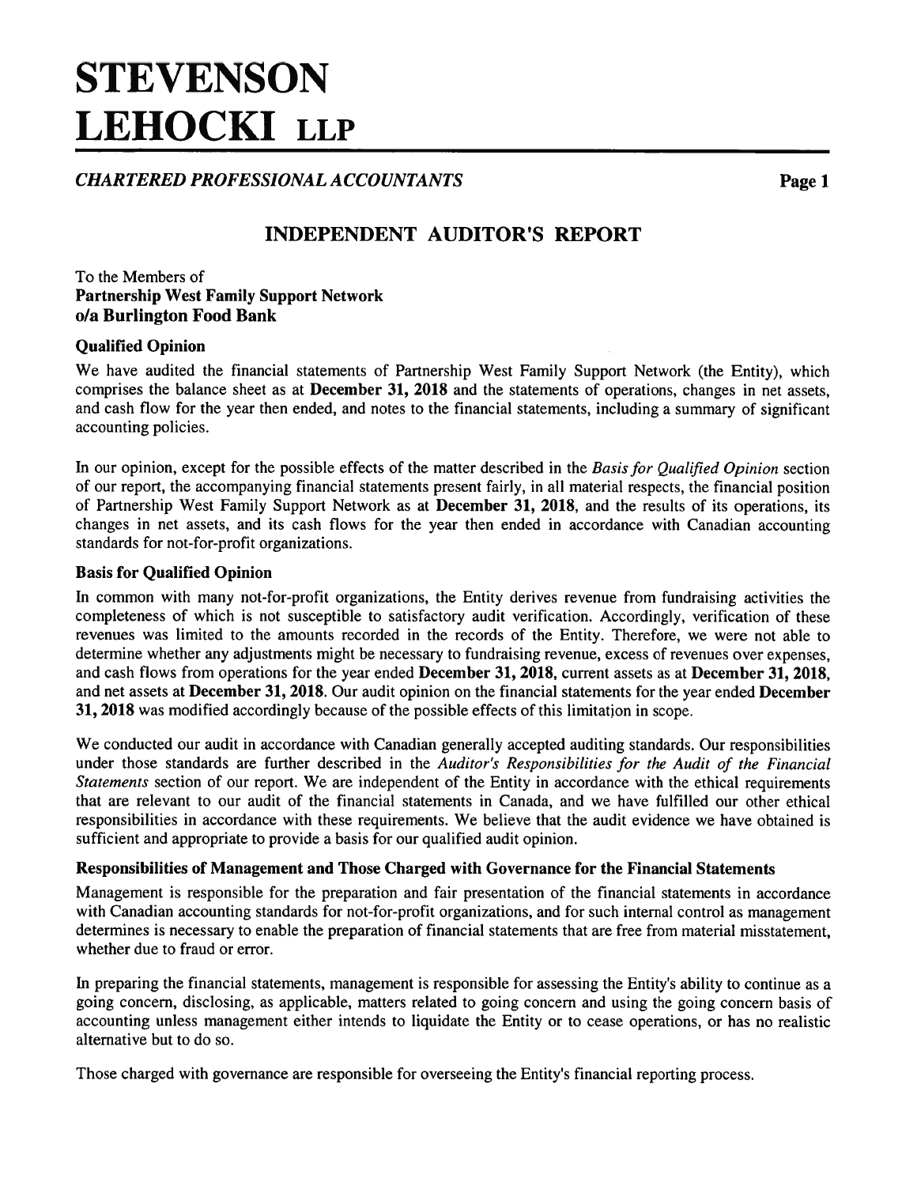# STEVENSON LEHOCKI LLP

*CHARTERED PROFESSIONAL ACCOUNTANTS*

## INDEPENDENT AUDITOR'S REPORT

To the Members of
**Partnership West Family Support Network**
**o/a Burlington Food Bank**

### Qualified Opinion

We have audited the financial statements of Partnership West Family Support Network (the Entity), which comprises the balance sheet as at **December 31, 2018** and the statements of operations, changes in net assets, and cash flow for the year then ended, and notes to the financial statements, including a summary of significant accounting policies.

In our opinion, except for the possible effects of the matter described in the *Basis for Qualified Opinion* section of our report, the accompanying financial statements present fairly, in all material respects, the financial position of Partnership West Family Support Network as at **December 31, 2018**, and the results of its operations, its changes in net assets, and its cash flows for the year then ended in accordance with Canadian accounting standards for not-for-profit organizations.

### Basis for Qualified Opinion

In common with many not-for-profit organizations, the Entity derives revenue from fundraising activities the completeness of which is not susceptible to satisfactory audit verification. Accordingly, verification of these revenues was limited to the amounts recorded in the records of the Entity. Therefore, we were not able to determine whether any adjustments might be necessary to fundraising revenue, excess of revenues over expenses, and cash flows from operations for the year ended **December 31, 2018**, current assets as at **December 31, 2018**, and net assets at **December 31, 2018**. Our audit opinion on the financial statements for the year ended **December 31, 2018** was modified accordingly because of the possible effects of this limitation in scope.

We conducted our audit in accordance with Canadian generally accepted auditing standards. Our responsibilities under those standards are further described in the *Auditor's Responsibilities for the Audit of the Financial Statements* section of our report. We are independent of the Entity in accordance with the ethical requirements that are relevant to our audit of the financial statements in Canada, and we have fulfilled our other ethical responsibilities in accordance with these requirements. We believe that the audit evidence we have obtained is sufficient and appropriate to provide a basis for our qualified audit opinion.

### Responsibilities of Management and Those Charged with Governance for the Financial Statements

Management is responsible for the preparation and fair presentation of the financial statements in accordance with Canadian accounting standards for not-for-profit organizations, and for such internal control as management determines is necessary to enable the preparation of financial statements that are free from material misstatement, whether due to fraud or error.

In preparing the financial statements, management is responsible for assessing the Entity's ability to continue as a going concern, disclosing, as applicable, matters related to going concern and using the going concern basis of accounting unless management either intends to liquidate the Entity or to cease operations, or has no realistic alternative but to do so.

Those charged with governance are responsible for overseeing the Entity's financial reporting process.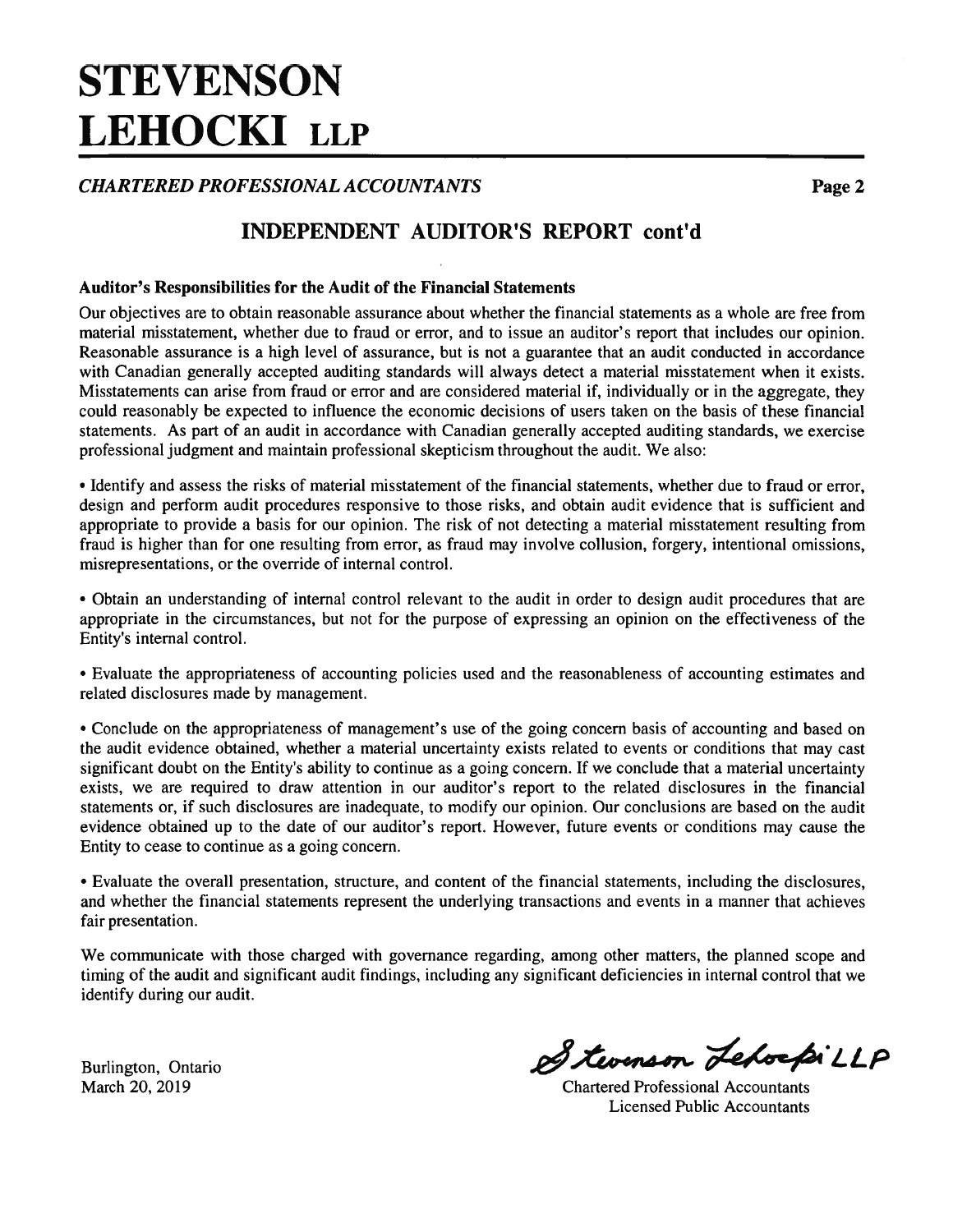# STEVENSON LEHOCKI LLP

*CHARTERED PROFESSIONAL ACCOUNTANTS*

## INDEPENDENT AUDITOR'S REPORT cont'd

**Auditor's Responsibilities for the Audit of the Financial Statements**

Our objectives are to obtain reasonable assurance about whether the financial statements as a whole are free from material misstatement, whether due to fraud or error, and to issue an auditor's report that includes our opinion. Reasonable assurance is a high level of assurance, but is not a guarantee that an audit conducted in accordance with Canadian generally accepted auditing standards will always detect a material misstatement when it exists. Misstatements can arise from fraud or error and are considered material if, individually or in the aggregate, they could reasonably be expected to influence the economic decisions of users taken on the basis of these financial statements. As part of an audit in accordance with Canadian generally accepted auditing standards, we exercise professional judgment and maintain professional skepticism throughout the audit. We also:

- Identify and assess the risks of material misstatement of the financial statements, whether due to fraud or error, design and perform audit procedures responsive to those risks, and obtain audit evidence that is sufficient and appropriate to provide a basis for our opinion. The risk of not detecting a material misstatement resulting from fraud is higher than for one resulting from error, as fraud may involve collusion, forgery, intentional omissions, misrepresentations, or the override of internal control.

- Obtain an understanding of internal control relevant to the audit in order to design audit procedures that are appropriate in the circumstances, but not for the purpose of expressing an opinion on the effectiveness of the Entity's internal control.

- Evaluate the appropriateness of accounting policies used and the reasonableness of accounting estimates and related disclosures made by management.

- Conclude on the appropriateness of management's use of the going concern basis of accounting and based on the audit evidence obtained, whether a material uncertainty exists related to events or conditions that may cast significant doubt on the Entity's ability to continue as a going concern. If we conclude that a material uncertainty exists, we are required to draw attention in our auditor's report to the related disclosures in the financial statements or, if such disclosures are inadequate, to modify our opinion. Our conclusions are based on the audit evidence obtained up to the date of our auditor's report. However, future events or conditions may cause the Entity to cease to continue as a going concern.

- Evaluate the overall presentation, structure, and content of the financial statements, including the disclosures, and whether the financial statements represent the underlying transactions and events in a manner that achieves fair presentation.

We communicate with those charged with governance regarding, among other matters, the planned scope and timing of the audit and significant audit findings, including any significant deficiencies in internal control that we identify during our audit.

Burlington, Ontario
March 20, 2019

Stevenson Lehocki LLP
Chartered Professional Accountants
Licensed Public Accountants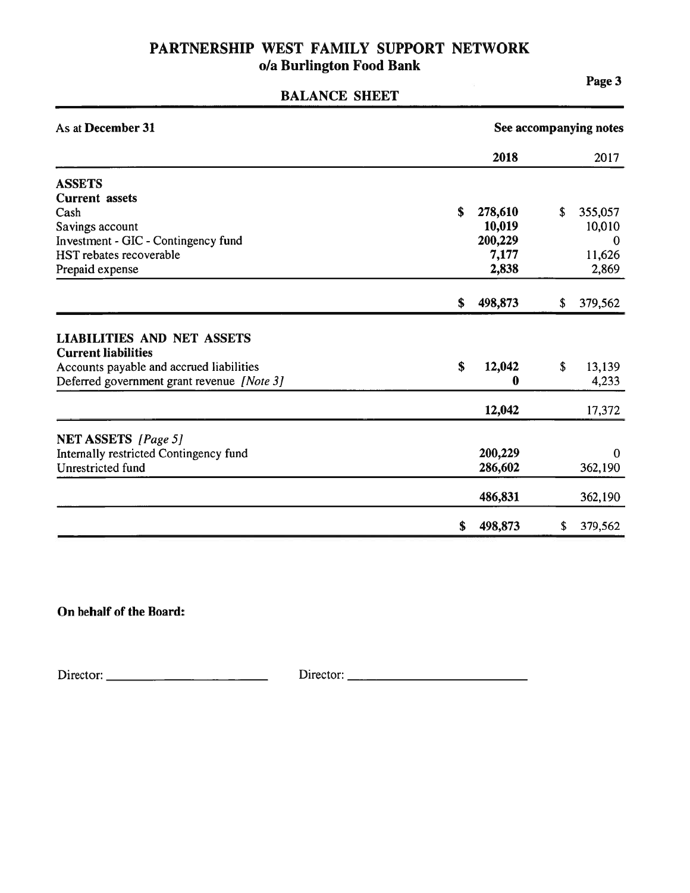# PARTNERSHIP WEST FAMILY SUPPORT NETWORK
## o/a Burlington Food Bank

## BALANCE SHEET

| As at **December 31** | See accompanying notes | |
|---|---|---|
| | **2018** | 2017 |
| **ASSETS** | | |
| **Current assets** | | |
| Cash | **$ 278,610** | $ 355,057 |
| Savings account | **10,019** | 10,010 |
| Investment - GIC - Contingency fund | **200,229** | 0 |
| HST rebates recoverable | **7,177** | 11,626 |
| Prepaid expense | **2,838** | 2,869 |
| | **$ 498,873** | $ 379,562 |
| **LIABILITIES AND NET ASSETS** | | |
| **Current liabilities** | | |
| Accounts payable and accrued liabilities | **$ 12,042** | $ 13,139 |
| Deferred government grant revenue *[Note 3]* | **0** | 4,233 |
| | **12,042** | 17,372 |
| **NET ASSETS** *[Page 5]* | | |
| Internally restricted Contingency fund | **200,229** | 0 |
| Unrestricted fund | **286,602** | 362,190 |
| | **486,831** | 362,190 |
| | **$ 498,873** | $ 379,562 |

**On behalf of the Board:**

Director: ______________________ Director: ______________________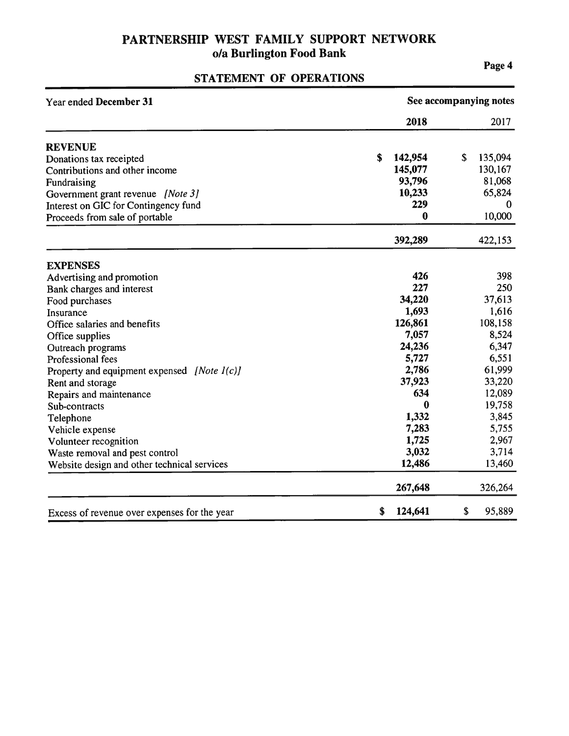# PARTNERSHIP WEST FAMILY SUPPORT NETWORK
## o/a Burlington Food Bank

## STATEMENT OF OPERATIONS

| Year ended **December 31** | **See accompanying notes** | |
|---|---|---|
| | **2018** | 2017 |
| **REVENUE** | | |
| Donations tax receipted | **$ 142,954** | $ 135,094 |
| Contributions and other income | **145,077** | 130,167 |
| Fundraising | **93,796** | 81,068 |
| Government grant revenue *[Note 3]* | **10,233** | 65,824 |
| Interest on GIC for Contingency fund | **229** | 0 |
| Proceeds from sale of portable | **0** | 10,000 |
| | **392,289** | 422,153 |
| **EXPENSES** | | |
| Advertising and promotion | **426** | 398 |
| Bank charges and interest | **227** | 250 |
| Food purchases | **34,220** | 37,613 |
| Insurance | **1,693** | 1,616 |
| Office salaries and benefits | **126,861** | 108,158 |
| Office supplies | **7,057** | 8,524 |
| Outreach programs | **24,236** | 6,347 |
| Professional fees | **5,727** | 6,551 |
| Property and equipment expensed *[Note 1(c)]* | **2,786** | 61,999 |
| Rent and storage | **37,923** | 33,220 |
| Repairs and maintenance | **634** | 12,089 |
| Sub-contracts | **0** | 19,758 |
| Telephone | **1,332** | 3,845 |
| Vehicle expense | **7,283** | 5,755 |
| Volunteer recognition | **1,725** | 2,967 |
| Waste removal and pest control | **3,032** | 3,714 |
| Website design and other technical services | **12,486** | 13,460 |
| | **267,648** | 326,264 |
| Excess of revenue over expenses for the year | **$ 124,641** | $ 95,889 |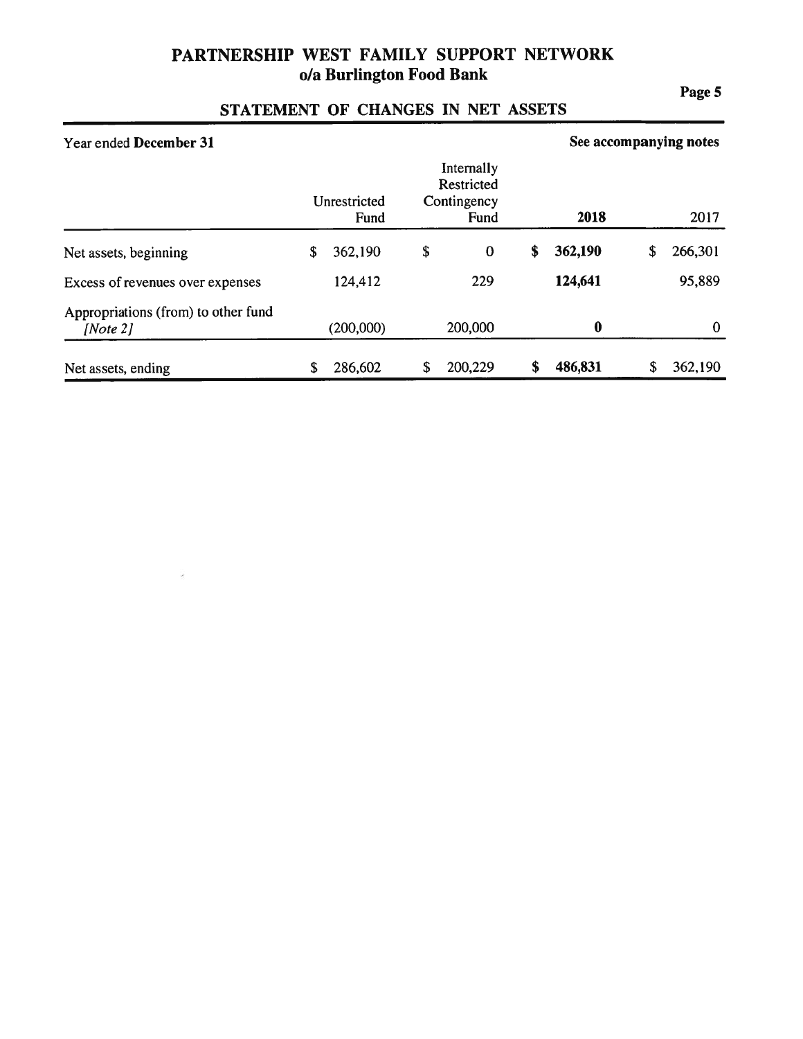# PARTNERSHIP WEST FAMILY SUPPORT NETWORK
## o/a Burlington Food Bank

## STATEMENT OF CHANGES IN NET ASSETS

Year ended **December 31** | **See accompanying notes**

| | Unrestricted Fund | Internally Restricted Contingency Fund | **2018** | 2017 |
|---|---|---|---|---|
| Net assets, beginning | $ 362,190 | $ 0 | **$ 362,190** | $ 266,301 |
| Excess of revenues over expenses | 124,412 | 229 | **124,641** | 95,889 |
| Appropriations (from) to other fund *[Note 2]* | (200,000) | 200,000 | **0** | 0 |
| Net assets, ending | $ 286,602 | $ 200,229 | **$ 486,831** | $ 362,190 |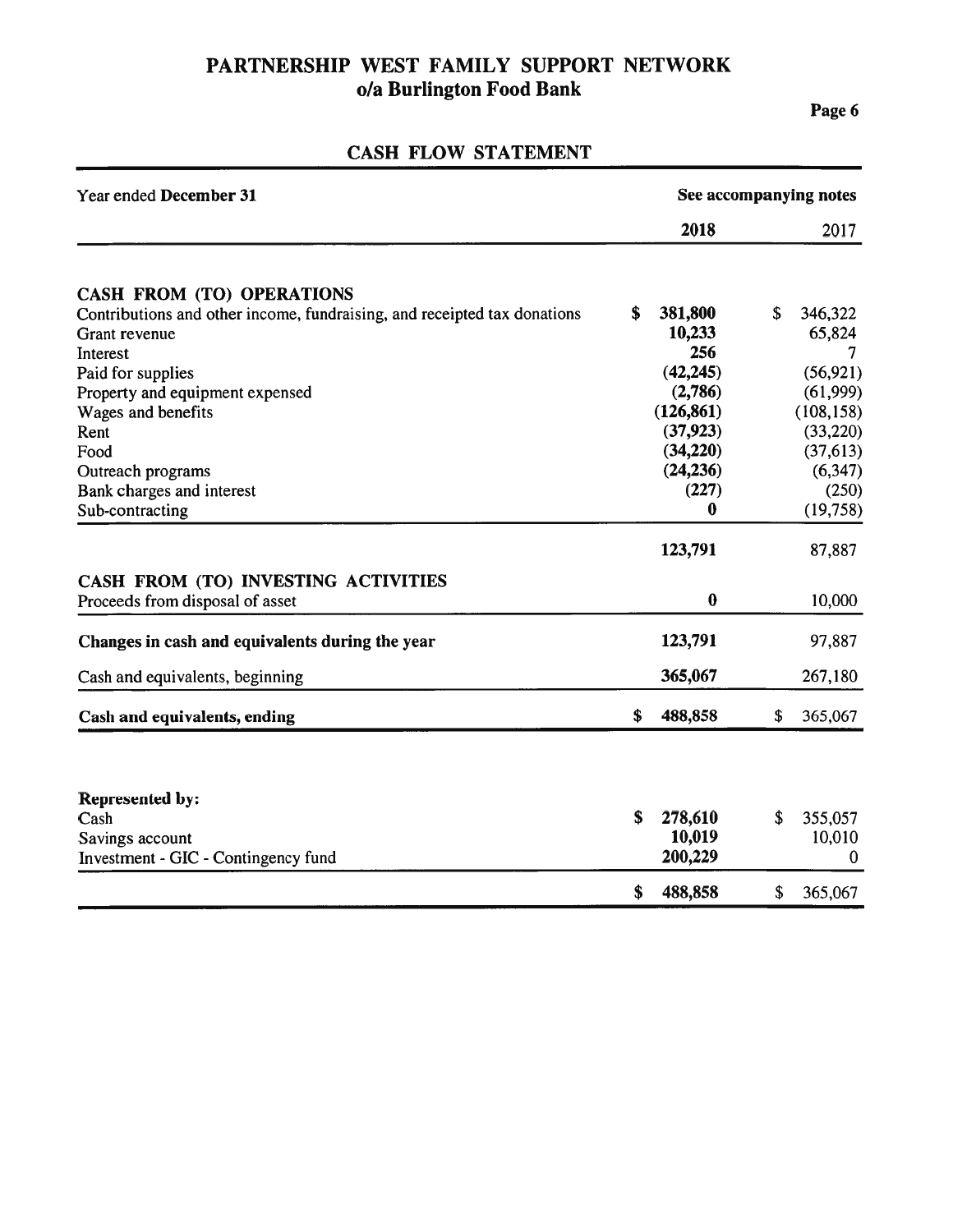# PARTNERSHIP WEST FAMILY SUPPORT NETWORK
## o/a Burlington Food Bank

### CASH FLOW STATEMENT

| Year ended **December 31** | See accompanying notes | |
|---|---|---|
| | **2018** | 2017 |
| **CASH FROM (TO) OPERATIONS** | | |
| Contributions and other income, fundraising, and receipted tax donations | **$ 381,800** | $ 346,322 |
| Grant revenue | **10,233** | 65,824 |
| Interest | **256** | 7 |
| Paid for supplies | **(42,245)** | (56,921) |
| Property and equipment expensed | **(2,786)** | (61,999) |
| Wages and benefits | **(126,861)** | (108,158) |
| Rent | **(37,923)** | (33,220) |
| Food | **(34,220)** | (37,613) |
| Outreach programs | **(24,236)** | (6,347) |
| Bank charges and interest | **(227)** | (250) |
| Sub-contracting | **0** | (19,758) |
| | **123,791** | 87,887 |
| **CASH FROM (TO) INVESTING ACTIVITIES** | | |
| Proceeds from disposal of asset | **0** | 10,000 |
| **Changes in cash and equivalents during the year** | **123,791** | 97,887 |
| Cash and equivalents, beginning | **365,067** | 267,180 |
| **Cash and equivalents, ending** | **$ 488,858** | $ 365,067 |

| **Represented by:** | | |
|---|---|---|
| Cash | **$ 278,610** | $ 355,057 |
| Savings account | **10,019** | 10,010 |
| Investment - GIC - Contingency fund | **200,229** | 0 |
| | **$ 488,858** | $ 365,067 |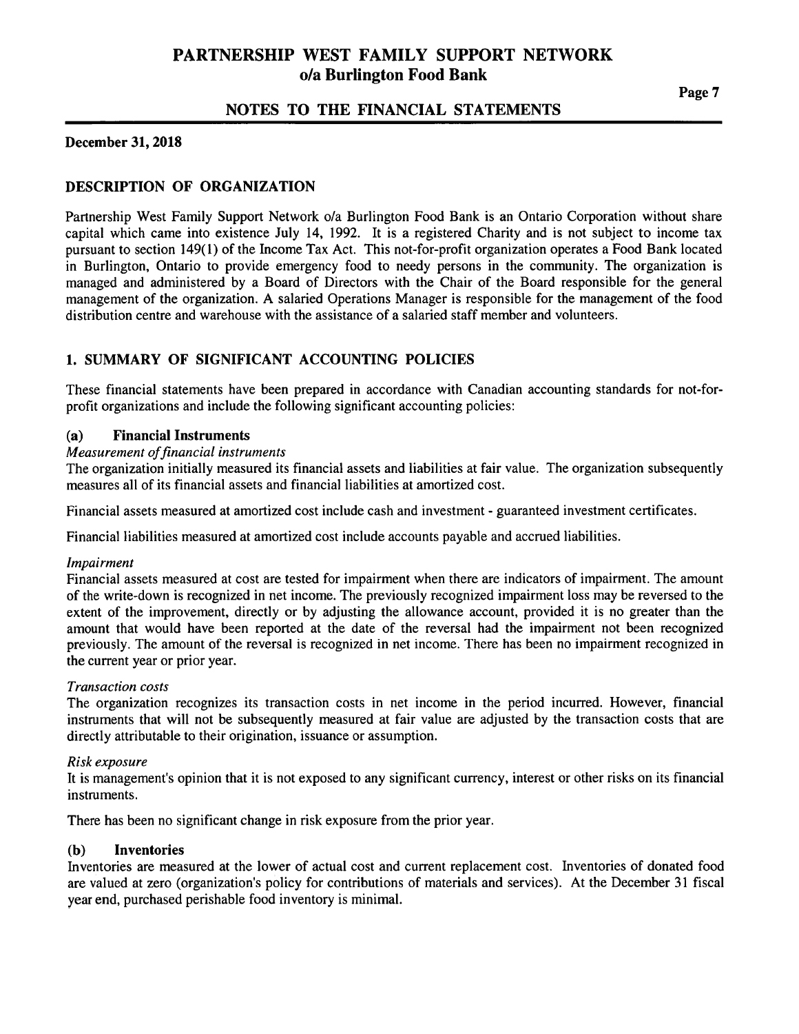# PARTNERSHIP WEST FAMILY SUPPORT NETWORK
## o/a Burlington Food Bank

## NOTES TO THE FINANCIAL STATEMENTS

**December 31, 2018**

### DESCRIPTION OF ORGANIZATION

Partnership West Family Support Network o/a Burlington Food Bank is an Ontario Corporation without share capital which came into existence July 14, 1992. It is a registered Charity and is not subject to income tax pursuant to section 149(1) of the Income Tax Act. This not-for-profit organization operates a Food Bank located in Burlington, Ontario to provide emergency food to needy persons in the community. The organization is managed and administered by a Board of Directors with the Chair of the Board responsible for the general management of the organization. A salaried Operations Manager is responsible for the management of the food distribution centre and warehouse with the assistance of a salaried staff member and volunteers.

### 1. SUMMARY OF SIGNIFICANT ACCOUNTING POLICIES

These financial statements have been prepared in accordance with Canadian accounting standards for not-for-profit organizations and include the following significant accounting policies:

#### (a) Financial Instruments

*Measurement of financial instruments*

The organization initially measured its financial assets and liabilities at fair value. The organization subsequently measures all of its financial assets and financial liabilities at amortized cost.

Financial assets measured at amortized cost include cash and investment - guaranteed investment certificates.

Financial liabilities measured at amortized cost include accounts payable and accrued liabilities.

*Impairment*

Financial assets measured at cost are tested for impairment when there are indicators of impairment. The amount of the write-down is recognized in net income. The previously recognized impairment loss may be reversed to the extent of the improvement, directly or by adjusting the allowance account, provided it is no greater than the amount that would have been reported at the date of the reversal had the impairment not been recognized previously. The amount of the reversal is recognized in net income. There has been no impairment recognized in the current year or prior year.

*Transaction costs*

The organization recognizes its transaction costs in net income in the period incurred. However, financial instruments that will not be subsequently measured at fair value are adjusted by the transaction costs that are directly attributable to their origination, issuance or assumption.

*Risk exposure*

It is management's opinion that it is not exposed to any significant currency, interest or other risks on its financial instruments.

There has been no significant change in risk exposure from the prior year.

#### (b) Inventories

Inventories are measured at the lower of actual cost and current replacement cost. Inventories of donated food are valued at zero (organization's policy for contributions of materials and services). At the December 31 fiscal year end, purchased perishable food inventory is minimal.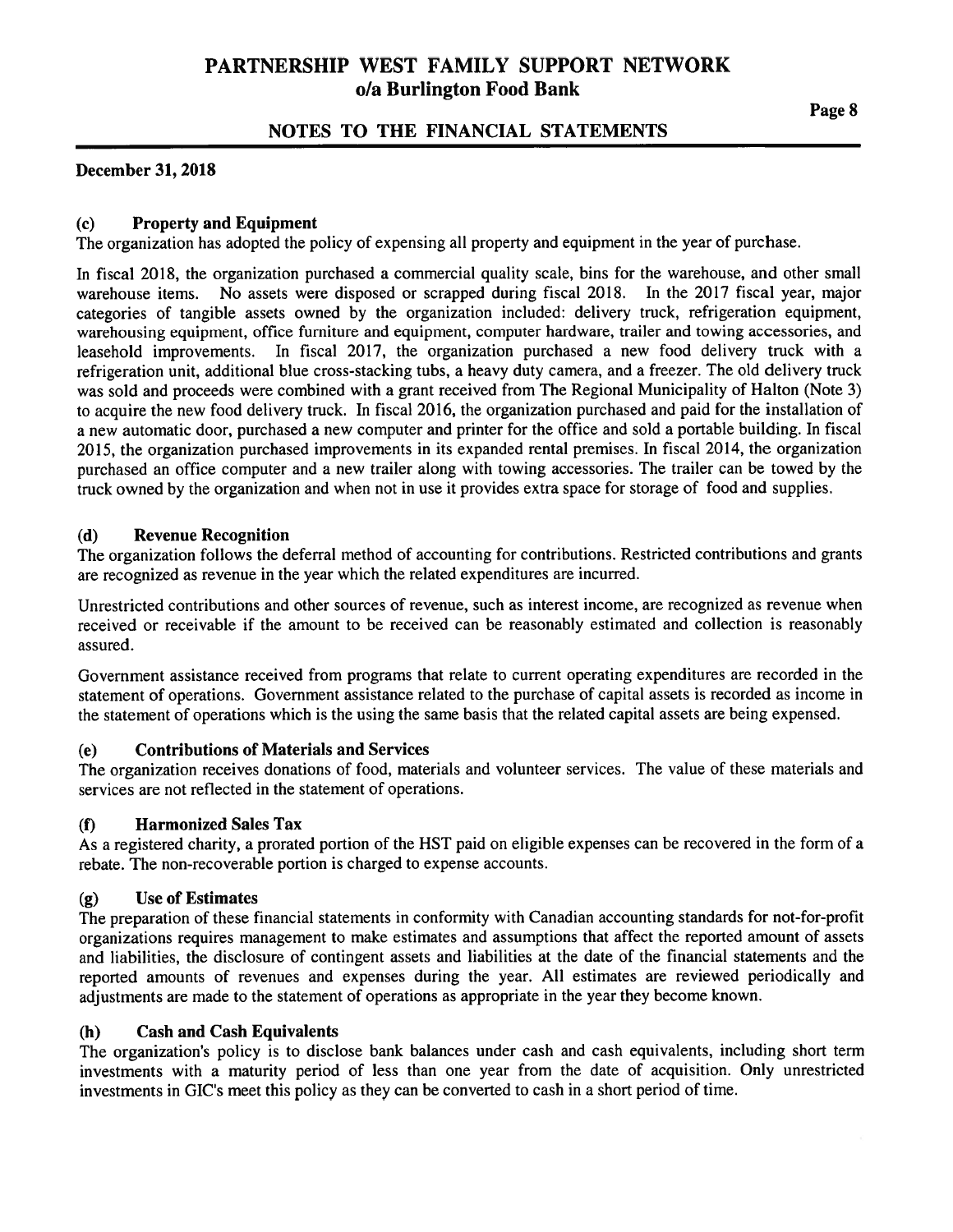# PARTNERSHIP WEST FAMILY SUPPORT NETWORK
## o/a Burlington Food Bank

## NOTES TO THE FINANCIAL STATEMENTS

**December 31, 2018**

### (c) Property and Equipment

The organization has adopted the policy of expensing all property and equipment in the year of purchase.

In fiscal 2018, the organization purchased a commercial quality scale, bins for the warehouse, and other small warehouse items. No assets were disposed or scrapped during fiscal 2018. In the 2017 fiscal year, major categories of tangible assets owned by the organization included: delivery truck, refrigeration equipment, warehousing equipment, office furniture and equipment, computer hardware, trailer and towing accessories, and leasehold improvements. In fiscal 2017, the organization purchased a new food delivery truck with a refrigeration unit, additional blue cross-stacking tubs, a heavy duty camera, and a freezer. The old delivery truck was sold and proceeds were combined with a grant received from The Regional Municipality of Halton (Note 3) to acquire the new food delivery truck. In fiscal 2016, the organization purchased and paid for the installation of a new automatic door, purchased a new computer and printer for the office and sold a portable building. In fiscal 2015, the organization purchased improvements in its expanded rental premises. In fiscal 2014, the organization purchased an office computer and a new trailer along with towing accessories. The trailer can be towed by the truck owned by the organization and when not in use it provides extra space for storage of food and supplies.

### (d) Revenue Recognition

The organization follows the deferral method of accounting for contributions. Restricted contributions and grants are recognized as revenue in the year which the related expenditures are incurred.

Unrestricted contributions and other sources of revenue, such as interest income, are recognized as revenue when received or receivable if the amount to be received can be reasonably estimated and collection is reasonably assured.

Government assistance received from programs that relate to current operating expenditures are recorded in the statement of operations. Government assistance related to the purchase of capital assets is recorded as income in the statement of operations which is the using the same basis that the related capital assets are being expensed.

### (e) Contributions of Materials and Services

The organization receives donations of food, materials and volunteer services. The value of these materials and services are not reflected in the statement of operations.

### (f) Harmonized Sales Tax

As a registered charity, a prorated portion of the HST paid on eligible expenses can be recovered in the form of a rebate. The non-recoverable portion is charged to expense accounts.

### (g) Use of Estimates

The preparation of these financial statements in conformity with Canadian accounting standards for not-for-profit organizations requires management to make estimates and assumptions that affect the reported amount of assets and liabilities, the disclosure of contingent assets and liabilities at the date of the financial statements and the reported amounts of revenues and expenses during the year. All estimates are reviewed periodically and adjustments are made to the statement of operations as appropriate in the year they become known.

### (h) Cash and Cash Equivalents

The organization's policy is to disclose bank balances under cash and cash equivalents, including short term investments with a maturity period of less than one year from the date of acquisition. Only unrestricted investments in GIC's meet this policy as they can be converted to cash in a short period of time.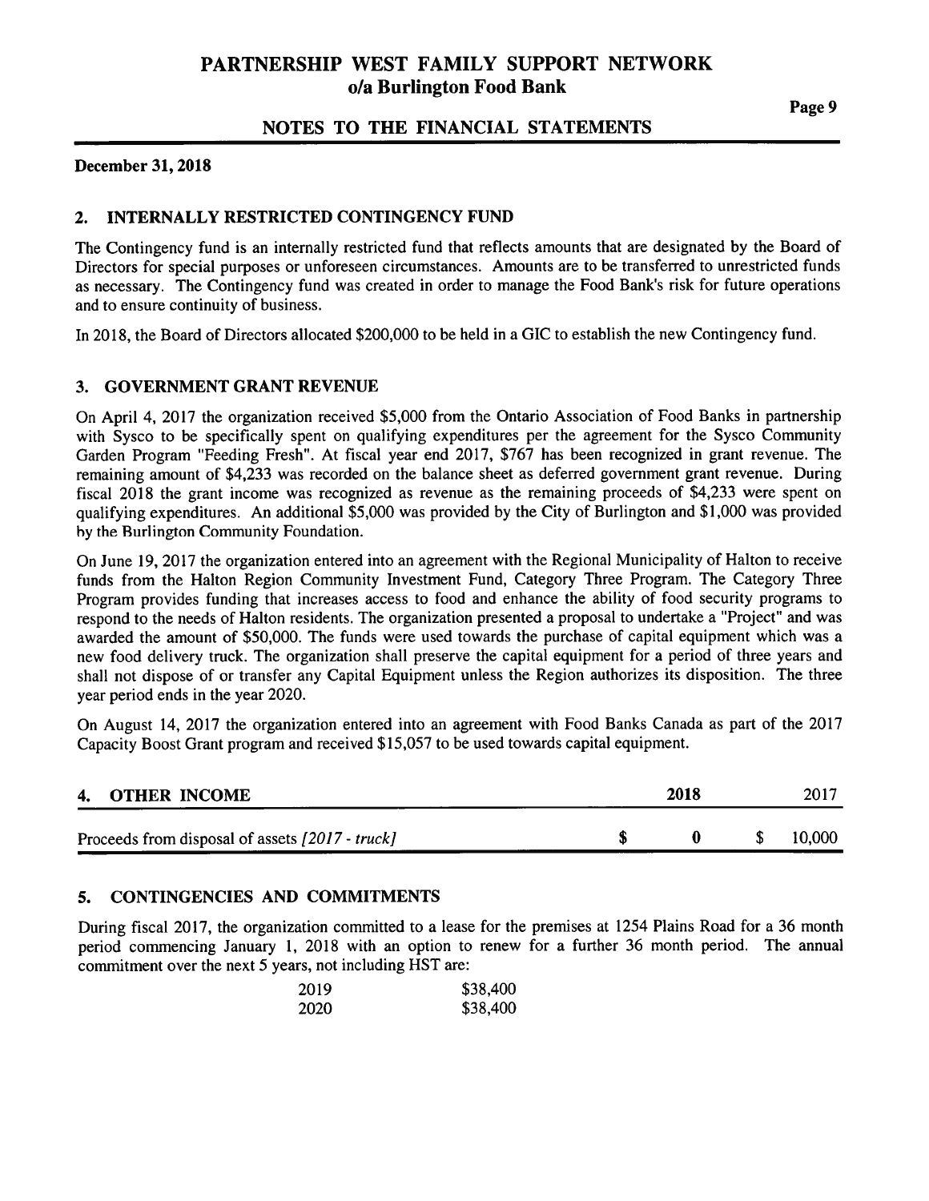# PARTNERSHIP WEST FAMILY SUPPORT NETWORK
## o/a Burlington Food Bank

## NOTES TO THE FINANCIAL STATEMENTS

**December 31, 2018**

### 2. INTERNALLY RESTRICTED CONTINGENCY FUND

The Contingency fund is an internally restricted fund that reflects amounts that are designated by the Board of Directors for special purposes or unforeseen circumstances. Amounts are to be transferred to unrestricted funds as necessary. The Contingency fund was created in order to manage the Food Bank's risk for future operations and to ensure continuity of business.

In 2018, the Board of Directors allocated $200,000 to be held in a GIC to establish the new Contingency fund.

### 3. GOVERNMENT GRANT REVENUE

On April 4, 2017 the organization received $5,000 from the Ontario Association of Food Banks in partnership with Sysco to be specifically spent on qualifying expenditures per the agreement for the Sysco Community Garden Program "Feeding Fresh". At fiscal year end 2017, $767 has been recognized in grant revenue. The remaining amount of $4,233 was recorded on the balance sheet as deferred government grant revenue. During fiscal 2018 the grant income was recognized as revenue as the remaining proceeds of $4,233 were spent on qualifying expenditures. An additional $5,000 was provided by the City of Burlington and $1,000 was provided by the Burlington Community Foundation.

On June 19, 2017 the organization entered into an agreement with the Regional Municipality of Halton to receive funds from the Halton Region Community Investment Fund, Category Three Program. The Category Three Program provides funding that increases access to food and enhance the ability of food security programs to respond to the needs of Halton residents. The organization presented a proposal to undertake a "Project" and was awarded the amount of $50,000. The funds were used towards the purchase of capital equipment which was a new food delivery truck. The organization shall preserve the capital equipment for a period of three years and shall not dispose of or transfer any Capital Equipment unless the Region authorizes its disposition. The three year period ends in the year 2020.

On August 14, 2017 the organization entered into an agreement with Food Banks Canada as part of the 2017 Capacity Boost Grant program and received $15,057 to be used towards capital equipment.

| 4. OTHER INCOME | 2018 | 2017 |
|---|---|---|
| Proceeds from disposal of assets *[2017 - truck]* | $ 0 | $ 10,000 |

### 5. CONTINGENCIES AND COMMITMENTS

During fiscal 2017, the organization committed to a lease for the premises at 1254 Plains Road for a 36 month period commencing January 1, 2018 with an option to renew for a further 36 month period. The annual commitment over the next 5 years, not including HST are:

| | |
|---|---|
| 2019 | $38,400 |
| 2020 | $38,400 |